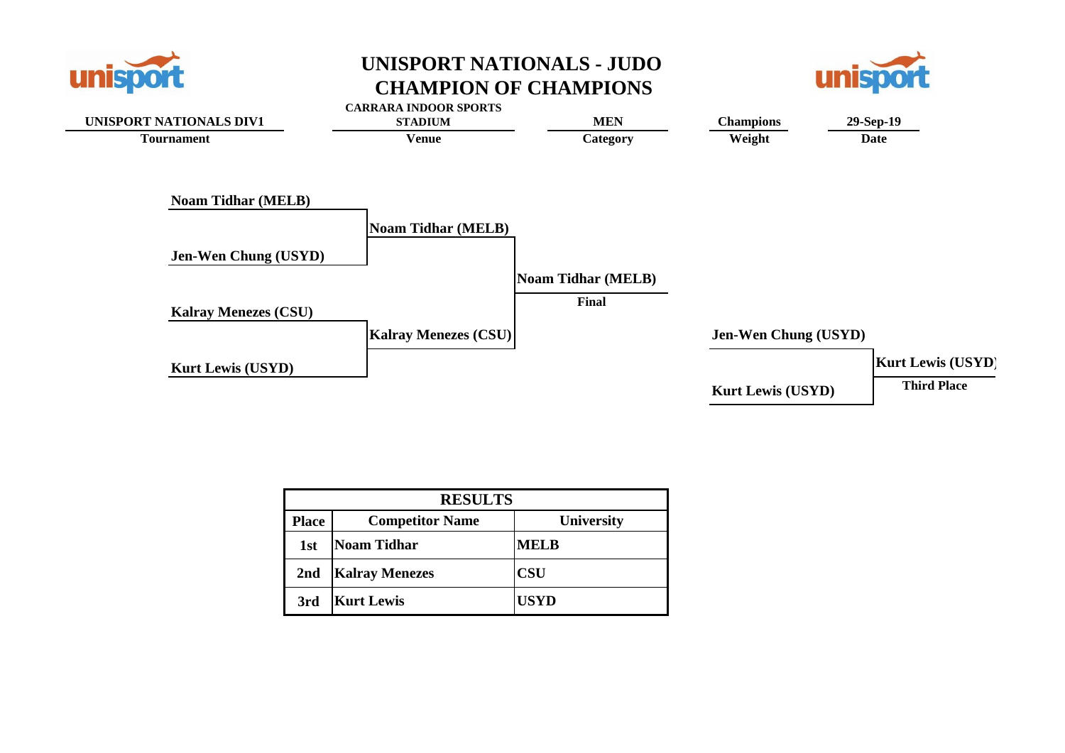# UNISPORT NATIONALS - JUDO
## CHAMPION OF CHAMPIONS

| Tournament | Venue | Category | Weight | Date |
|---|---|---|---|---|
| UNISPORT NATIONALS DIV1 | CARRARA INDOOR SPORTS STADIUM | MEN | Champions | 29-Sep-19 |

**Semi-final 1:** Noam Tidhar (MELB) vs Jen-Wen Chung (USYD) — Winner: Noam Tidhar (MELB)

**Semi-final 2:** Kalray Menezes (CSU) vs Kurt Lewis (USYD) — Winner: Kalray Menezes (CSU)

**Final:** Noam Tidhar (MELB) vs Kalray Menezes (CSU) — Winner: Noam Tidhar (MELB)

**Third Place:** Jen-Wen Chung (USYD) vs Kurt Lewis (USYD) — Winner: Kurt Lewis (USYD)

| RESULTS | | |
|---|---|---|
| **Place** | **Competitor Name** | **University** |
| 1st | Noam Tidhar | MELB |
| 2nd | Kalray Menezes | CSU |
| 3rd | Kurt Lewis | USYD |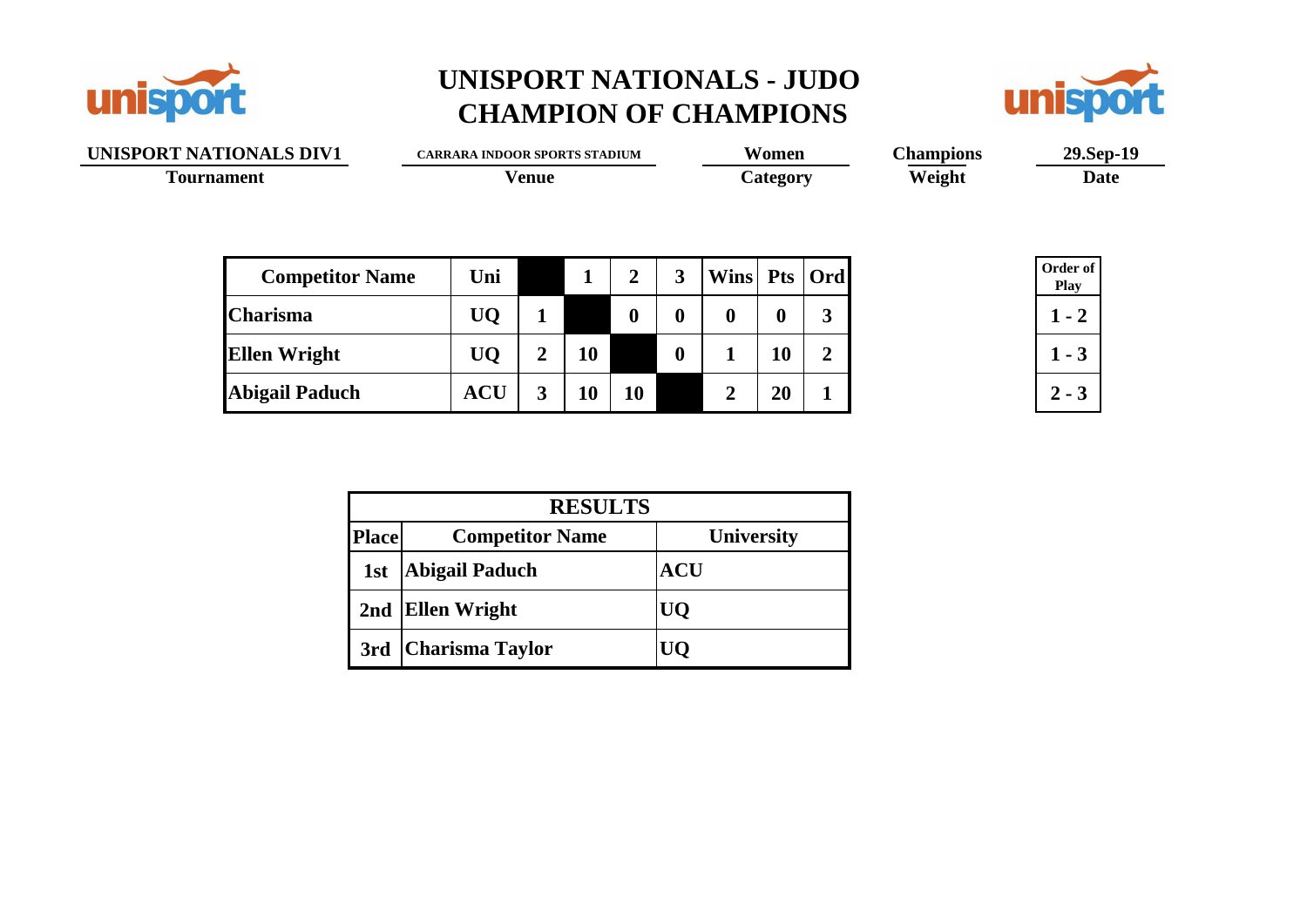# UNISPORT NATIONALS - JUDO
# CHAMPION OF CHAMPIONS

| UNISPORT NATIONALS DIV1 | CARRARA INDOOR SPORTS STADIUM | Women | Champions | 29.Sep-19 |
|---|---|---|---|---|
| Tournament | Venue | Category | Weight | Date |

| Competitor Name | Uni | | 1 | 2 | 3 | Wins | Pts | Ord |
|---|---|---|---|---|---|---|---|---|
| Charisma | UQ | 1 | | 0 | 0 | 0 | 0 | 3 |
| Ellen Wright | UQ | 2 | 10 | | 0 | 1 | 10 | 2 |
| Abigail Paduch | ACU | 3 | 10 | 10 | | 2 | 20 | 1 |

| Order of Play |
|---|
| 1 - 2 |
| 1 - 3 |
| 2 - 3 |

| RESULTS | | |
|---|---|---|
| Place | Competitor Name | University |
| 1st | Abigail Paduch | ACU |
| 2nd | Ellen Wright | UQ |
| 3rd | Charisma Taylor | UQ |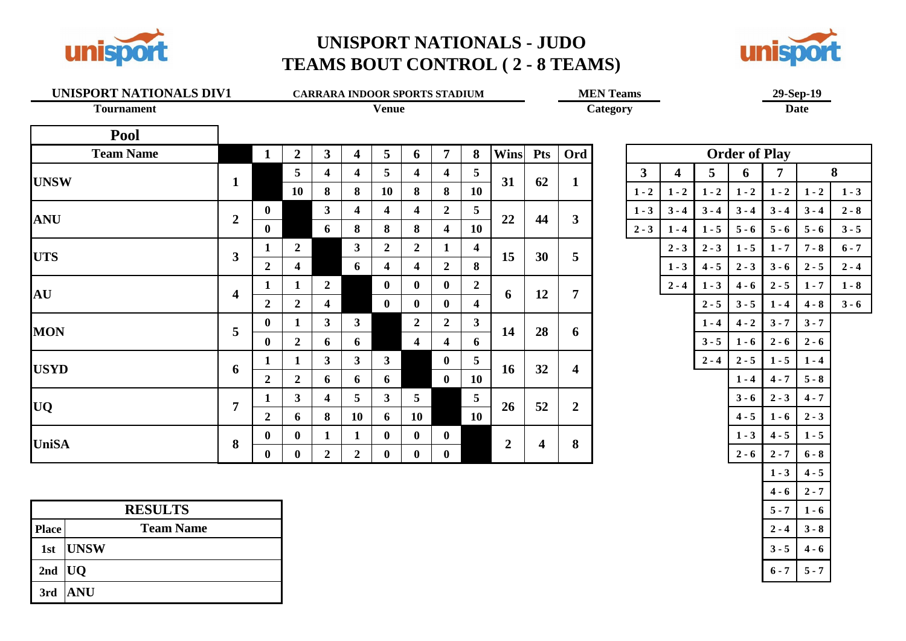# UNISPORT NATIONALS - JUDO
# TEAMS BOUT CONTROL ( 2 - 8 TEAMS)

| Tournament | Venue | Category | Date |
|---|---|---|---|
| UNISPORT NATIONALS DIV1 | CARRARA INDOOR SPORTS STADIUM | MEN Teams | 29-Sep-19 |

**Pool**

| Team Name | | 1 | 2 | 3 | 4 | 5 | 6 | 7 | 8 | Wins | Pts | Ord |
|---|---|---|---|---|---|---|---|---|---|---|---|---|
| UNSW | 1 | | 5 | 4 | 4 | 5 | 4 | 4 | 5 | 31 | 62 | 1 |
| | | | 10 | 8 | 8 | 10 | 8 | 8 | 10 | | | |
| ANU | 2 | 0 | | 3 | 4 | 4 | 4 | 2 | 5 | 22 | 44 | 3 |
| | | 0 | | 6 | 8 | 8 | 8 | 4 | 10 | | | |
| UTS | 3 | 1 | 2 | | 3 | 2 | 2 | 1 | 4 | 15 | 30 | 5 |
| | | 2 | 4 | | 6 | 4 | 4 | 2 | 8 | | | |
| AU | 4 | 1 | 1 | 2 | | 0 | 0 | 0 | 2 | 6 | 12 | 7 |
| | | 2 | 2 | 4 | | 0 | 0 | 0 | 4 | | | |
| MON | 5 | 0 | 1 | 3 | 3 | | 2 | 2 | 3 | 14 | 28 | 6 |
| | | 0 | 2 | 6 | 6 | | 4 | 4 | 6 | | | |
| USYD | 6 | 1 | 1 | 3 | 3 | 3 | | 0 | 5 | 16 | 32 | 4 |
| | | 2 | 2 | 6 | 6 | 6 | | 0 | 10 | | | |
| UQ | 7 | 1 | 3 | 4 | 5 | 3 | 5 | | 5 | 26 | 52 | 2 |
| | | 2 | 6 | 8 | 10 | 6 | 10 | | 10 | | | |
| UniSA | 8 | 0 | 0 | 1 | 1 | 0 | 0 | 0 | | 2 | 4 | 8 |
| | | 0 | 0 | 2 | 2 | 0 | 0 | 0 | | | | |

**Order of Play**

| 3 | 4 | 5 | 6 | 7 | 8 | |
|---|---|---|---|---|---|---|
| 1 - 2 | 1 - 2 | 1 - 2 | 1 - 2 | 1 - 2 | 1 - 2 | 1 - 3 |
| 1 - 3 | 3 - 4 | 3 - 4 | 3 - 4 | 3 - 4 | 3 - 4 | 2 - 8 |
| 2 - 3 | 1 - 4 | 1 - 5 | 5 - 6 | 5 - 6 | 5 - 6 | 3 - 5 |
| | 2 - 3 | 2 - 3 | 1 - 5 | 1 - 7 | 7 - 8 | 6 - 7 |
| | 1 - 3 | 4 - 5 | 2 - 3 | 3 - 6 | 2 - 5 | 2 - 4 |
| | 2 - 4 | 1 - 3 | 4 - 6 | 2 - 5 | 1 - 7 | 1 - 8 |
| | | 2 - 5 | 3 - 5 | 1 - 4 | 4 - 8 | 3 - 6 |
| | | 1 - 4 | 4 - 2 | 3 - 7 | 3 - 7 | |
| | | 3 - 5 | 1 - 6 | 2 - 6 | 2 - 6 | |
| | | 2 - 4 | 2 - 5 | 1 - 5 | 1 - 4 | |
| | | | 1 - 4 | 4 - 7 | 5 - 8 | |
| | | | 3 - 6 | 2 - 3 | 4 - 7 | |
| | | | 4 - 5 | 1 - 6 | 2 - 3 | |
| | | | 1 - 3 | 4 - 5 | 1 - 5 | |
| | | | 2 - 6 | 2 - 7 | 6 - 8 | |
| | | | | 1 - 3 | 4 - 5 | |
| | | | | 4 - 6 | 2 - 7 | |
| | | | | 5 - 7 | 1 - 6 | |
| | | | | 2 - 4 | 3 - 8 | |
| | | | | 3 - 5 | 4 - 6 | |
| | | | | 6 - 7 | 5 - 7 | |

**RESULTS**

| Place | Team Name |
|---|---|
| 1st | UNSW |
| 2nd | UQ |
| 3rd | ANU |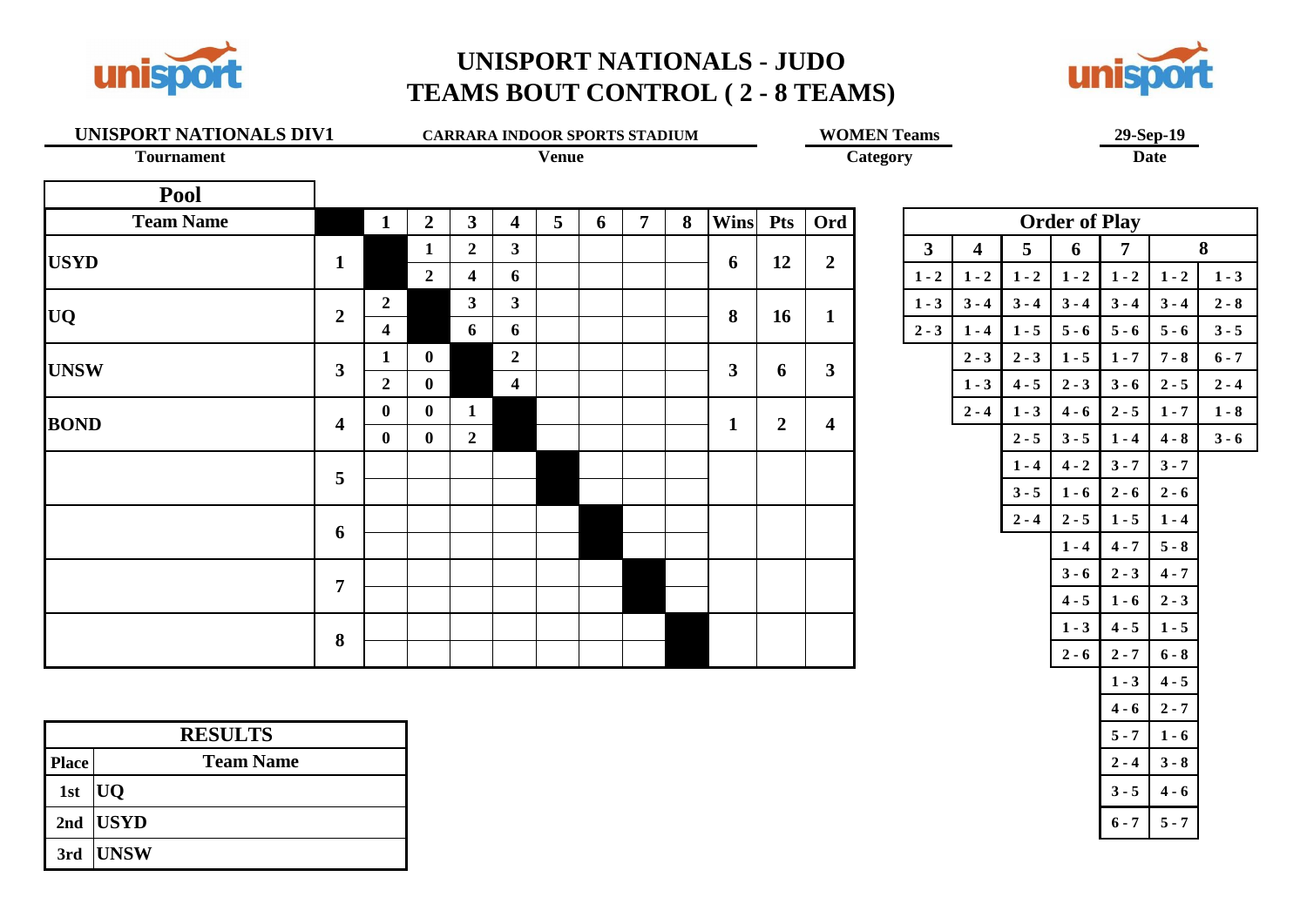# UNISPORT NATIONALS - JUDO
# TEAMS BOUT CONTROL ( 2 - 8 TEAMS)

| Tournament | Venue | Category | Date |
|---|---|---|---|
| UNISPORT NATIONALS DIV1 | CARRARA INDOOR SPORTS STADIUM | WOMEN Teams | 29-Sep-19 |

## Pool

| Team Name | | 1 | 2 | 3 | 4 | 5 | 6 | 7 | 8 | Wins | Pts | Ord |
|---|---|---|---|---|---|---|---|---|---|---|---|---|
| USYD | 1 | | 1 | 2 | 3 | | | | | 6 | 12 | 2 |
| | | | 2 | 4 | 6 | | | | | | | |
| UQ | 2 | 2 | | 3 | 3 | | | | | 8 | 16 | 1 |
| | | 4 | | 6 | 6 | | | | | | | |
| UNSW | 3 | 1 | 0 | | 2 | | | | | 3 | 6 | 3 |
| | | 2 | 0 | | 4 | | | | | | | |
| BOND | 4 | 0 | 0 | 1 | | | | | | 1 | 2 | 4 |
| | | 0 | 0 | 2 | | | | | | | | |
| | 5 | | | | | | | | | | | |
| | 6 | | | | | | | | | | | |
| | 7 | | | | | | | | | | | |
| | 8 | | | | | | | | | | | |

## Order of Play

| 3 | 4 | 5 | 6 | 7 | 8 | |
|---|---|---|---|---|---|---|
| 1 - 2 | 1 - 2 | 1 - 2 | 1 - 2 | 1 - 2 | 1 - 2 | 1 - 3 |
| 1 - 3 | 3 - 4 | 3 - 4 | 3 - 4 | 3 - 4 | 3 - 4 | 2 - 8 |
| 2 - 3 | 1 - 4 | 1 - 5 | 5 - 6 | 5 - 6 | 5 - 6 | 3 - 5 |
| | 2 - 3 | 2 - 3 | 1 - 5 | 1 - 7 | 7 - 8 | 6 - 7 |
| | 1 - 3 | 4 - 5 | 2 - 3 | 3 - 6 | 2 - 5 | 2 - 4 |
| | 2 - 4 | 1 - 3 | 4 - 6 | 2 - 5 | 1 - 7 | 1 - 8 |
| | | 2 - 5 | 3 - 5 | 1 - 4 | 4 - 8 | 3 - 6 |
| | | 1 - 4 | 4 - 2 | 3 - 7 | 3 - 7 | |
| | | 3 - 5 | 1 - 6 | 2 - 6 | 2 - 6 | |
| | | 2 - 4 | 2 - 5 | 1 - 5 | 1 - 4 | |
| | | | 1 - 4 | 4 - 7 | 5 - 8 | |
| | | | 3 - 6 | 2 - 3 | 4 - 7 | |
| | | | 4 - 5 | 1 - 6 | 2 - 3 | |
| | | | 1 - 3 | 4 - 5 | 1 - 5 | |
| | | | 2 - 6 | 2 - 7 | 6 - 8 | |
| | | | | 1 - 3 | 4 - 5 | |
| | | | | 4 - 6 | 2 - 7 | |
| | | | | 5 - 7 | 1 - 6 | |
| | | | | 2 - 4 | 3 - 8 | |
| | | | | 3 - 5 | 4 - 6 | |
| | | | | 6 - 7 | 5 - 7 | |

## RESULTS

| Place | Team Name |
|---|---|
| 1st | UQ |
| 2nd | USYD |
| 3rd | UNSW |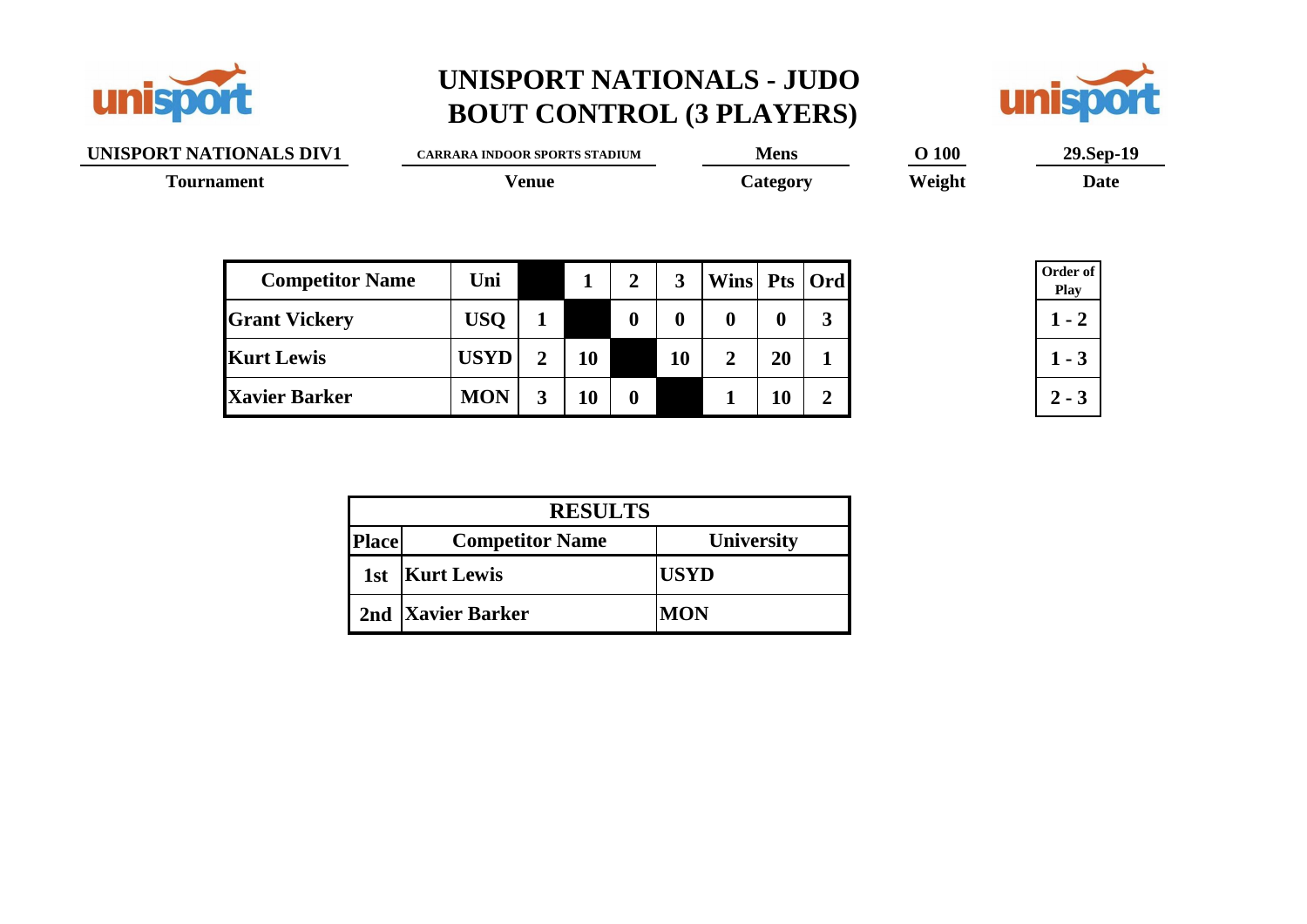# UNISPORT NATIONALS - JUDO
# BOUT CONTROL (3 PLAYERS)

| UNISPORT NATIONALS DIV1 | CARRARA INDOOR SPORTS STADIUM | Mens | O 100 | 29.Sep-19 |
|---|---|---|---|---|
| Tournament | Venue | Category | Weight | Date |

| Competitor Name | Uni | | 1 | 2 | 3 | Wins | Pts | Ord |
|---|---|---|---|---|---|---|---|---|
| Grant Vickery | USQ | 1 | | 0 | 0 | 0 | 0 | 3 |
| Kurt Lewis | USYD | 2 | 10 | | 10 | 2 | 20 | 1 |
| Xavier Barker | MON | 3 | 10 | 0 | | 1 | 10 | 2 |

| Order of Play |
|---|
| 1 - 2 |
| 1 - 3 |
| 2 - 3 |

| RESULTS | | |
|---|---|---|
| Place | Competitor Name | University |
| 1st | Kurt Lewis | USYD |
| 2nd | Xavier Barker | MON |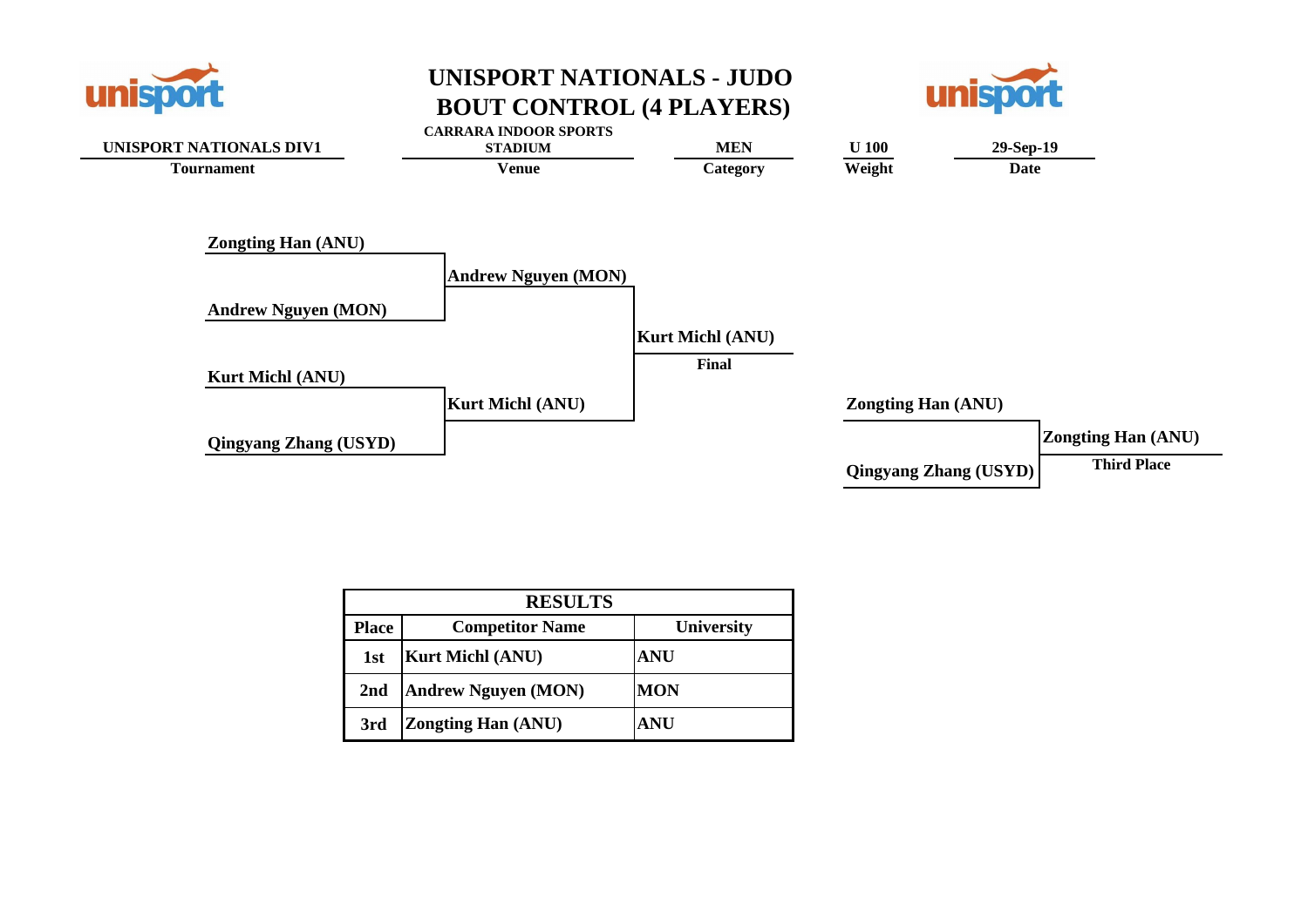# UNISPORT NATIONALS - JUDO
# BOUT CONTROL (4 PLAYERS)

| Tournament | Venue | Category | Weight | Date |
|---|---|---|---|---|
| UNISPORT NATIONALS DIV1 | CARRARA INDOOR SPORTS STADIUM | MEN | U 100 | 29-Sep-19 |

**Zongting Han (ANU)**

**Andrew Nguyen (MON)**

**Kurt Michl (ANU)**

**Qingyang Zhang (USYD)**

**Andrew Nguyen (MON)**

**Kurt Michl (ANU)**

**Kurt Michl (ANU)**

**Final**

**Zongting Han (ANU)**

**Qingyang Zhang (USYD)**

**Zongting Han (ANU)**

**Third Place**

| RESULTS | | |
|---|---|---|
| **Place** | **Competitor Name** | **University** |
| 1st | Kurt Michl (ANU) | ANU |
| 2nd | Andrew Nguyen (MON) | MON |
| 3rd | Zongting Han (ANU) | ANU |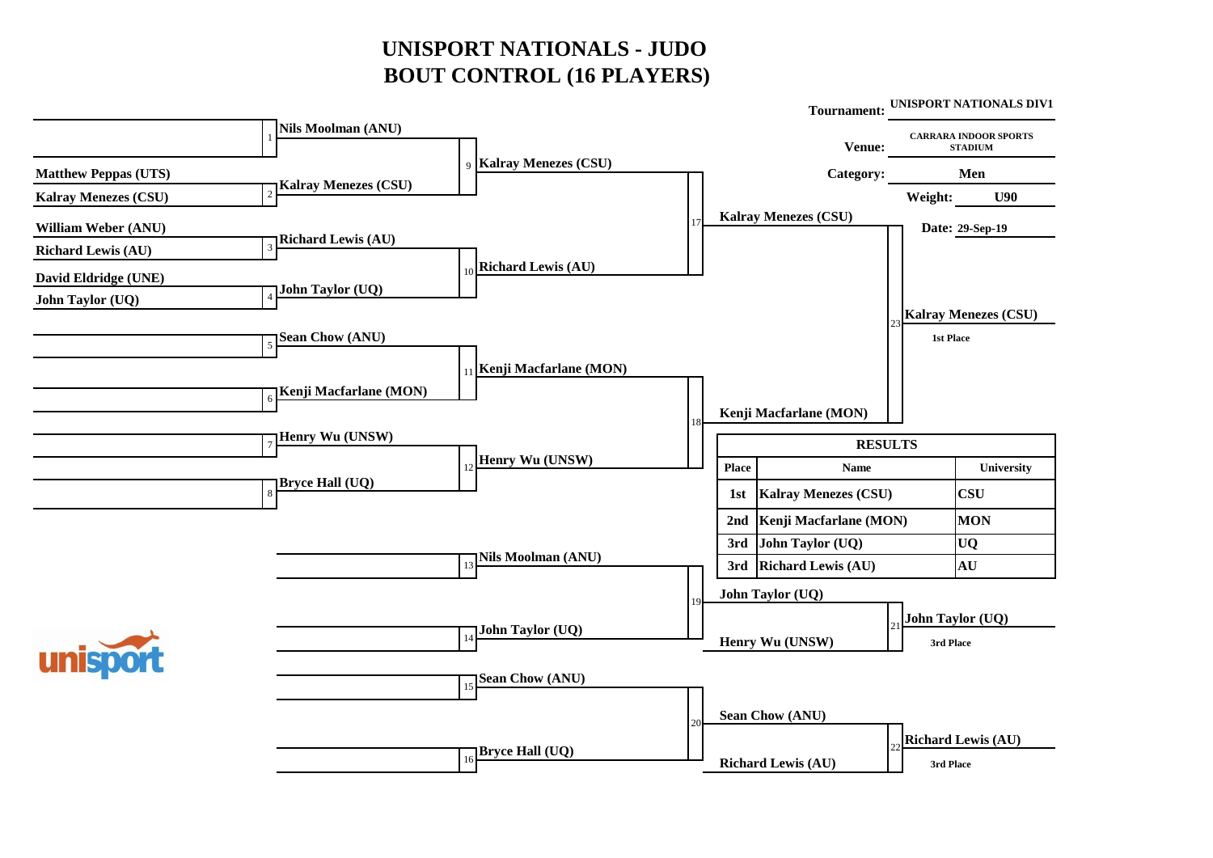# UNISPORT NATIONALS - JUDO
# BOUT CONTROL (16 PLAYERS)

**Tournament:** UNISPORT NATIONALS DIV1

**Venue:** CARRARA INDOOR SPORTS STADIUM

**Category:** Men

**Weight:** U90

**Date:** 29-Sep-19

**Round 1 entrants:**

- Matthew Peppas (UTS)
- Kalray Menezes (CSU)
- William Weber (ANU)
- Richard Lewis (AU)
- David Eldridge (UNE)
- John Taylor (UQ)

**Bouts:**

| Bout | Winner |
|---|---|
| 1 | Nils Moolman (ANU) |
| 2 | Kalray Menezes (CSU) |
| 3 | Richard Lewis (AU) |
| 4 | John Taylor (UQ) |
| 5 | Sean Chow (ANU) |
| 6 | Kenji Macfarlane (MON) |
| 7 | Henry Wu (UNSW) |
| 8 | Bryce Hall (UQ) |
| 9 | Kalray Menezes (CSU) |
| 10 | Richard Lewis (AU) |
| 11 | Kenji Macfarlane (MON) |
| 12 | Henry Wu (UNSW) |
| 17 | Kalray Menezes (CSU) |
| 18 | Kenji Macfarlane (MON) |
| 23 | Kalray Menezes (CSU) — 1st Place |

**Repechage:**

| Bout | Name |
|---|---|
| 13 | Nils Moolman (ANU) |
| 14 | John Taylor (UQ) |
| 15 | Sean Chow (ANU) |
| 16 | Bryce Hall (UQ) |
| 19 | John Taylor (UQ) |
| 20 | Sean Chow (ANU) |

| Bout | Contestants | Winner |
|---|---|---|
| 21 | John Taylor (UQ) vs Henry Wu (UNSW) | John Taylor (UQ) — 3rd Place |
| 22 | Sean Chow (ANU) vs Richard Lewis (AU) | Richard Lewis (AU) — 3rd Place |

**RESULTS**

| Place | Name | University |
|---|---|---|
| 1st | Kalray Menezes (CSU) | CSU |
| 2nd | Kenji Macfarlane (MON) | MON |
| 3rd | John Taylor (UQ) | UQ |
| 3rd | Richard Lewis (AU) | AU |

unisport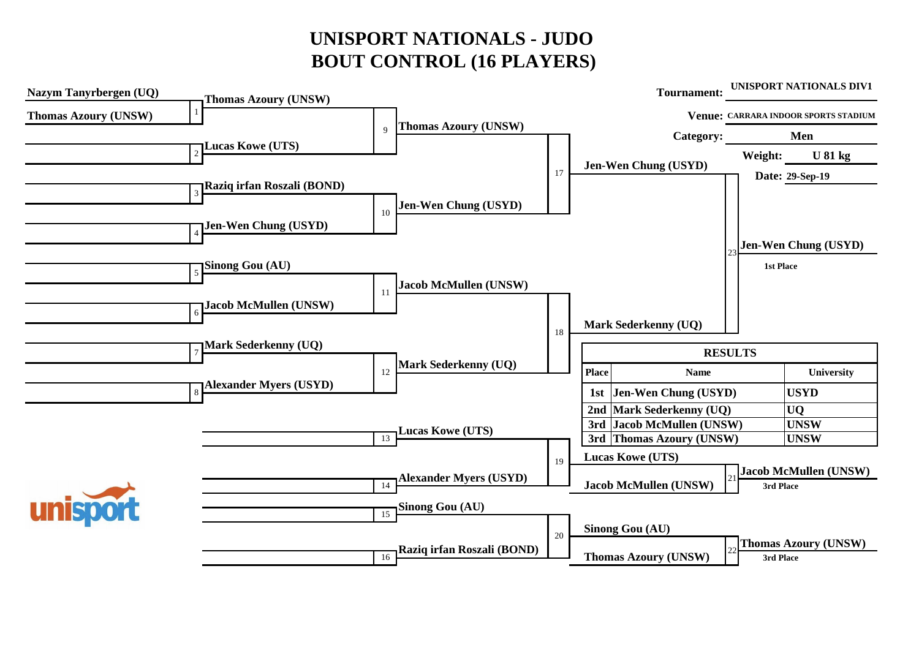# UNISPORT NATIONALS - JUDO
# BOUT CONTROL (16 PLAYERS)

**Tournament:** UNISPORT NATIONALS DIV1
**Venue:** CARRARA INDOOR SPORTS STADIUM
**Category:** Men
**Weight:** U 81 kg
**Date:** 29-Sep-19

**Round 1**

| Bout | Players |
| --- | --- |
| 1 | Nazym Tanyrbergen (UQ) vs Thomas Azoury (UNSW) |
| 2 | — |
| 3 | — |
| 4 | — |
| 5 | — |
| 6 | — |
| 7 | — |
| 8 | — |

**Round 2**

| Bout | Players | Winner |
| --- | --- | --- |
| 9 | Thomas Azoury (UNSW) vs Lucas Kowe (UTS) | Thomas Azoury (UNSW) |
| 10 | Raziq irfan Roszali (BOND) vs Jen-Wen Chung (USYD) | Jen-Wen Chung (USYD) |
| 11 | Sinong Gou (AU) vs Jacob McMullen (UNSW) | Jacob McMullen (UNSW) |
| 12 | Mark Sederkenny (UQ) vs Alexander Myers (USYD) | Mark Sederkenny (UQ) |

**Semi-finals**

| Bout | Players | Winner |
| --- | --- | --- |
| 17 | Thomas Azoury (UNSW) vs Jen-Wen Chung (USYD) | Jen-Wen Chung (USYD) |
| 18 | Jacob McMullen (UNSW) vs Mark Sederkenny (UQ) | Mark Sederkenny (UQ) |

**Final**

| Bout | Players | Winner |
| --- | --- | --- |
| 23 | Jen-Wen Chung (USYD) vs Mark Sederkenny (UQ) | Jen-Wen Chung (USYD) — 1st Place |

**Repechage**

| Bout | Players | Winner |
| --- | --- | --- |
| 13 | Lucas Kowe (UTS) | |
| 14 | Alexander Myers (USYD) | |
| 15 | Sinong Gou (AU) | |
| 16 | Raziq irfan Roszali (BOND) | |
| 19 | Lucas Kowe (UTS) vs Alexander Myers (USYD) | Lucas Kowe (UTS) |
| 20 | Sinong Gou (AU) vs Raziq irfan Roszali (BOND) | Sinong Gou (AU) |
| 21 | Lucas Kowe (UTS) vs Jacob McMullen (UNSW) | Jacob McMullen (UNSW) — 3rd Place |
| 22 | Sinong Gou (AU) vs Thomas Azoury (UNSW) | Thomas Azoury (UNSW) — 3rd Place |

**RESULTS**

| Place | Name | University |
| --- | --- | --- |
| 1st | Jen-Wen Chung (USYD) | USYD |
| 2nd | Mark Sederkenny (UQ) | UQ |
| 3rd | Jacob McMullen (UNSW) | UNSW |
| 3rd | Thomas Azoury (UNSW) | UNSW |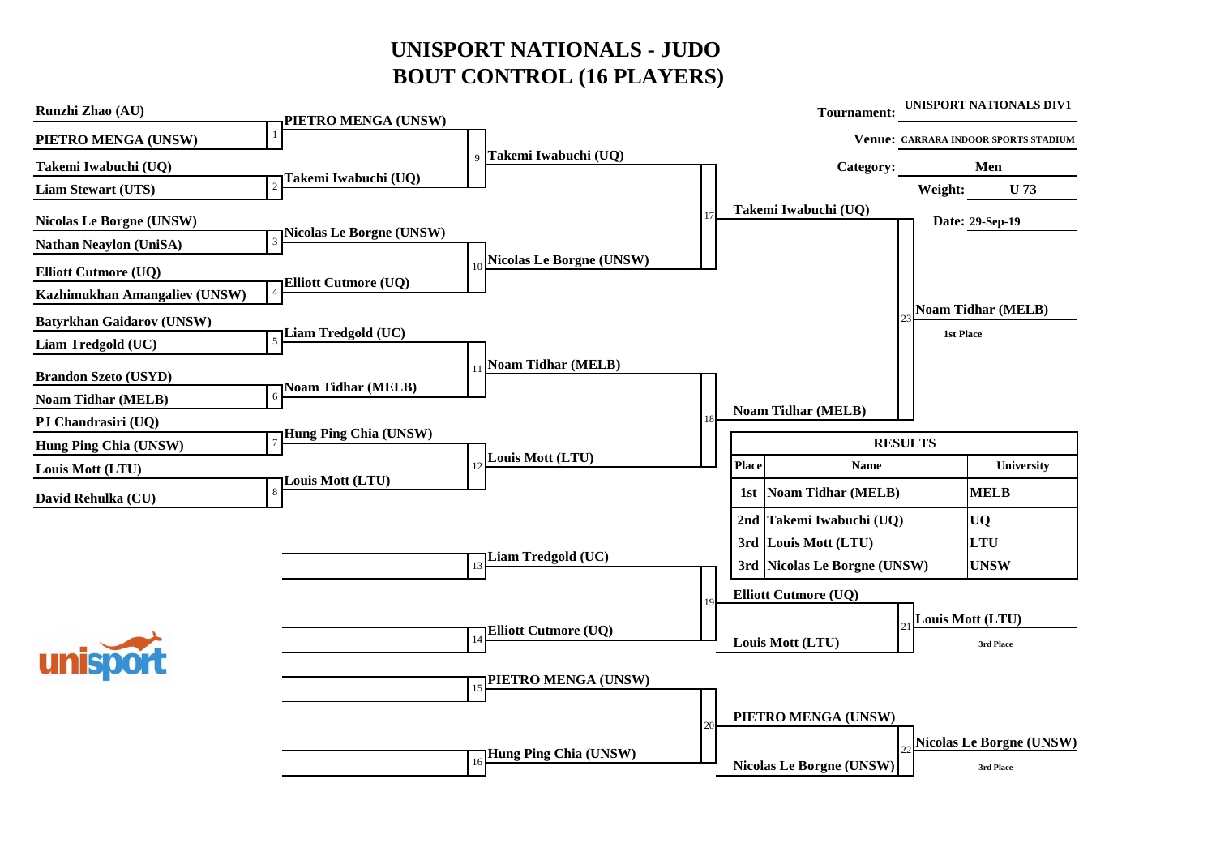# UNISPORT NATIONALS - JUDO
## BOUT CONTROL (16 PLAYERS)

**Tournament:** UNISPORT NATIONALS DIV1

**Venue:** CARRARA INDOOR SPORTS STADIUM

**Category:** Men

**Weight:** U 73

**Date:** 29-Sep-19

### Main Draw

| Bout | Competitor 1 | Competitor 2 | Winner |
|---|---|---|---|
| 1 | Runzhi Zhao (AU) | PIETRO MENGA (UNSW) | PIETRO MENGA (UNSW) |
| 2 | Takemi Iwabuchi (UQ) | Liam Stewart (UTS) | Takemi Iwabuchi (UQ) |
| 3 | Nicolas Le Borgne (UNSW) | Nathan Neaylon (UniSA) | Nicolas Le Borgne (UNSW) |
| 4 | Elliott Cutmore (UQ) | Kazhimukhan Amangaliev (UNSW) | Elliott Cutmore (UQ) |
| 5 | Batyrkhan Gaidarov (UNSW) | Liam Tredgold (UC) | Liam Tredgold (UC) |
| 6 | Brandon Szeto (USYD) | Noam Tidhar (MELB) | Noam Tidhar (MELB) |
| 7 | PJ Chandrasiri (UQ) | Hung Ping Chia (UNSW) | Hung Ping Chia (UNSW) |
| 8 | Louis Mott (LTU) | David Rehulka (CU) | Louis Mott (LTU) |
| 9 | PIETRO MENGA (UNSW) | Takemi Iwabuchi (UQ) | Takemi Iwabuchi (UQ) |
| 10 | Nicolas Le Borgne (UNSW) | Elliott Cutmore (UQ) | Nicolas Le Borgne (UNSW) |
| 11 | Liam Tredgold (UC) | Noam Tidhar (MELB) | Noam Tidhar (MELB) |
| 12 | Hung Ping Chia (UNSW) | Louis Mott (LTU) | Louis Mott (LTU) |
| 17 | Takemi Iwabuchi (UQ) | Nicolas Le Borgne (UNSW) | Takemi Iwabuchi (UQ) |
| 18 | Noam Tidhar (MELB) | Louis Mott (LTU) | Noam Tidhar (MELB) |
| 23 | Takemi Iwabuchi (UQ) | Noam Tidhar (MELB) | Noam Tidhar (MELB) — 1st Place |

### Repechage

| Bout | Competitor 1 | Competitor 2 | Winner |
|---|---|---|---|
| 13 | | | Liam Tredgold (UC) |
| 14 | | | Elliott Cutmore (UQ) |
| 15 | | | PIETRO MENGA (UNSW) |
| 16 | | | Hung Ping Chia (UNSW) |
| 19 | Liam Tredgold (UC) | Elliott Cutmore (UQ) | Elliott Cutmore (UQ) |
| 20 | PIETRO MENGA (UNSW) | Hung Ping Chia (UNSW) | PIETRO MENGA (UNSW) |
| 21 | Elliott Cutmore (UQ) | Louis Mott (LTU) | Louis Mott (LTU) — 3rd Place |
| 22 | PIETRO MENGA (UNSW) | Nicolas Le Borgne (UNSW) | Nicolas Le Borgne (UNSW) — 3rd Place |

### RESULTS

| Place | Name | University |
|---|---|---|
| 1st | Noam Tidhar (MELB) | MELB |
| 2nd | Takemi Iwabuchi (UQ) | UQ |
| 3rd | Louis Mott (LTU) | LTU |
| 3rd | Nicolas Le Borgne (UNSW) | UNSW |

unisport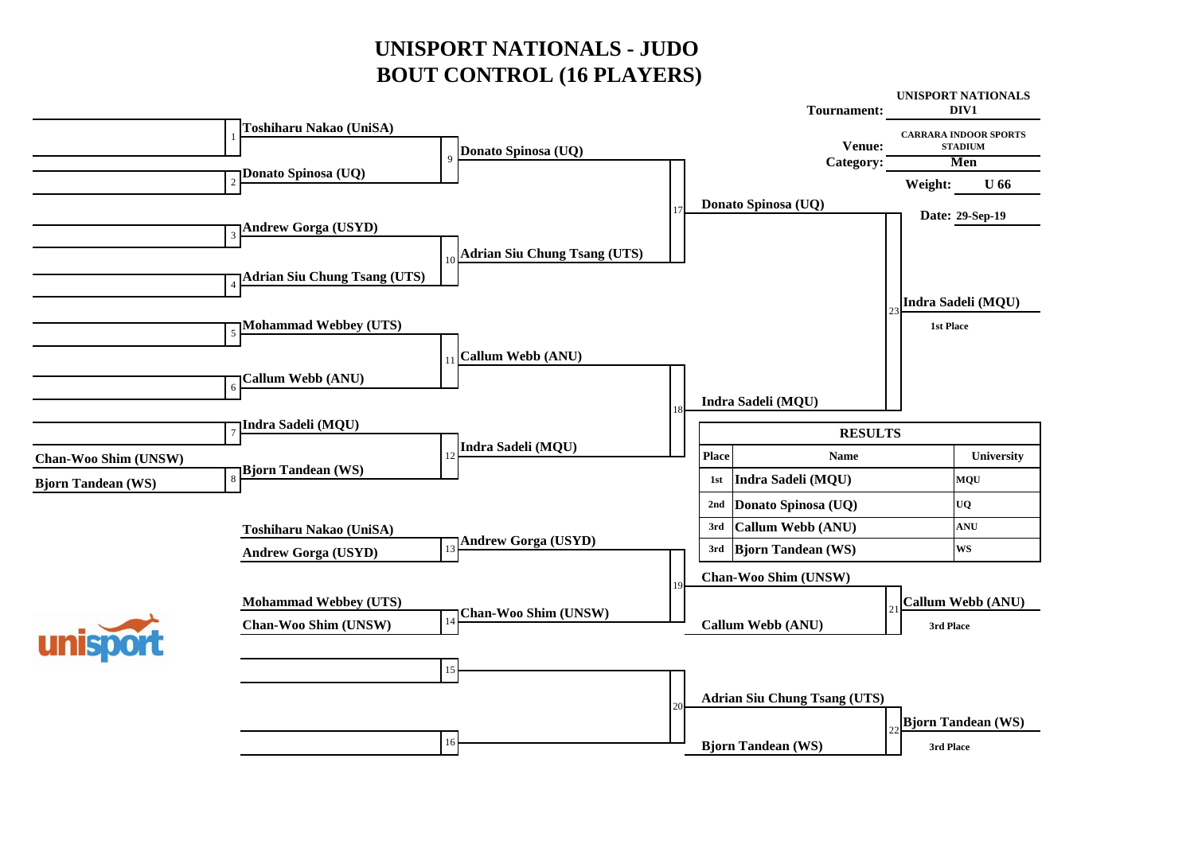# UNISPORT NATIONALS - JUDO
# BOUT CONTROL (16 PLAYERS)

**Tournament:** UNISPORT NATIONALS DIV1

**Venue:** CARRARA INDOOR SPORTS STADIUM

**Category:** Men

**Weight:** U 66

**Date:** 29-Sep-19

| Bout | Competitors | Winner |
|---|---|---|
| 1 | Toshiharu Nakao (UniSA) | |
| 2 | Donato Spinosa (UQ) | |
| 3 | Andrew Gorga (USYD) | |
| 4 | Adrian Siu Chung Tsang (UTS) | |
| 5 | Mohammad Webbey (UTS) | |
| 6 | Callum Webb (ANU) | |
| 7 | Indra Sadeli (MQU) | |
| 8 | Chan-Woo Shim (UNSW) vs Bjorn Tandean (WS) | Bjorn Tandean (WS) |
| 9 | Toshiharu Nakao (UniSA) vs Donato Spinosa (UQ) | Donato Spinosa (UQ) |
| 10 | Andrew Gorga (USYD) vs Adrian Siu Chung Tsang (UTS) | Adrian Siu Chung Tsang (UTS) |
| 11 | Mohammad Webbey (UTS) vs Callum Webb (ANU) | Callum Webb (ANU) |
| 12 | Indra Sadeli (MQU) vs Bjorn Tandean (WS) | Indra Sadeli (MQU) |
| 13 | Toshiharu Nakao (UniSA) vs Andrew Gorga (USYD) | Andrew Gorga (USYD) |
| 14 | Mohammad Webbey (UTS) vs Chan-Woo Shim (UNSW) | Chan-Woo Shim (UNSW) |
| 15 | | |
| 16 | | |
| 17 | Donato Spinosa (UQ) vs Adrian Siu Chung Tsang (UTS) | Donato Spinosa (UQ) |
| 18 | Callum Webb (ANU) vs Indra Sadeli (MQU) | Indra Sadeli (MQU) |
| 19 | Andrew Gorga (USYD) vs Chan-Woo Shim (UNSW) | Chan-Woo Shim (UNSW) |
| 20 | | Adrian Siu Chung Tsang (UTS) / Bjorn Tandean (WS) |
| 21 | Chan-Woo Shim (UNSW) vs Callum Webb (ANU) | Callum Webb (ANU) – 3rd Place |
| 22 | Adrian Siu Chung Tsang (UTS) vs Bjorn Tandean (WS) | Bjorn Tandean (WS) – 3rd Place |
| 23 | Donato Spinosa (UQ) vs Indra Sadeli (MQU) | Indra Sadeli (MQU) – 1st Place |

## RESULTS

| Place | Name | University |
|---|---|---|
| 1st | Indra Sadeli (MQU) | MQU |
| 2nd | Donato Spinosa (UQ) | UQ |
| 3rd | Callum Webb (ANU) | ANU |
| 3rd | Bjorn Tandean (WS) | WS |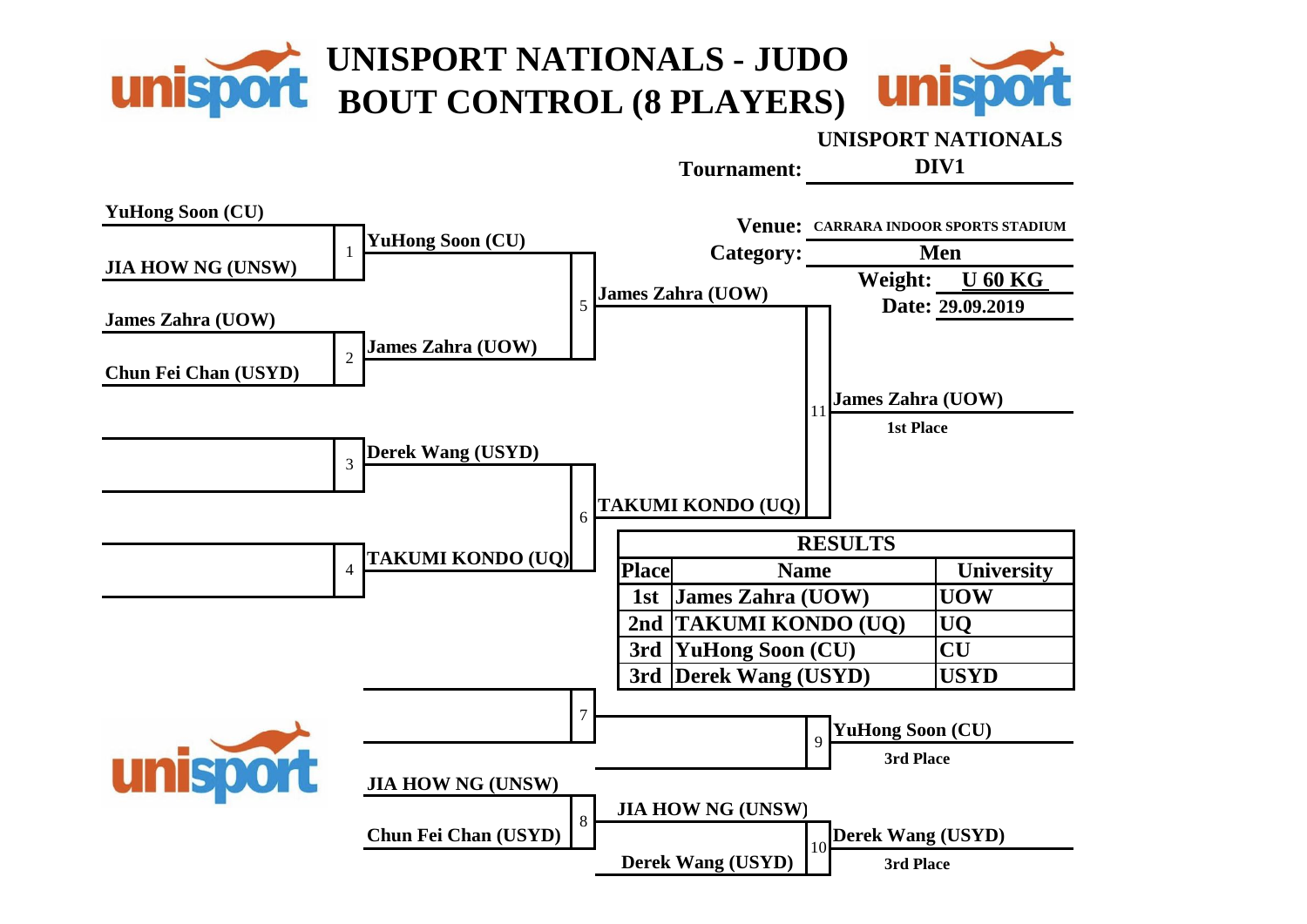# UNISPORT NATIONALS - JUDO
# BOUT CONTROL (8 PLAYERS)

**Tournament:** UNISPORT NATIONALS DIV1

**Venue:** CARRARA INDOOR SPORTS STADIUM

**Category:** Men

**Weight:** U 60 KG

**Date:** 29.09.2019

**Bout 1:** YuHong Soon (CU) vs JIA HOW NG (UNSW) — YuHong Soon (CU)

**Bout 2:** James Zahra (UOW) vs Chun Fei Chan (USYD) — James Zahra (UOW)

**Bout 3:** Derek Wang (USYD)

**Bout 4:** TAKUMI KONDO (UQ)

**Bout 5:** YuHong Soon (CU) vs James Zahra (UOW) — James Zahra (UOW)

**Bout 6:** Derek Wang (USYD) vs TAKUMI KONDO (UQ) — TAKUMI KONDO (UQ)

**Bout 11:** James Zahra (UOW) vs TAKUMI KONDO (UQ) — James Zahra (UOW) — 1st Place

**Bout 7:**

**Bout 8:** JIA HOW NG (UNSW) vs Chun Fei Chan (USYD) — JIA HOW NG (UNSW)

**Bout 9:** YuHong Soon (CU) — 3rd Place

**Bout 10:** JIA HOW NG (UNSW) vs Derek Wang (USYD) — Derek Wang (USYD) — 3rd Place

| RESULTS | | |
|---|---|---|
| Place | Name | University |
| 1st | James Zahra (UOW) | UOW |
| 2nd | TAKUMI KONDO (UQ) | UQ |
| 3rd | YuHong Soon (CU) | CU |
| 3rd | Derek Wang (USYD) | USYD |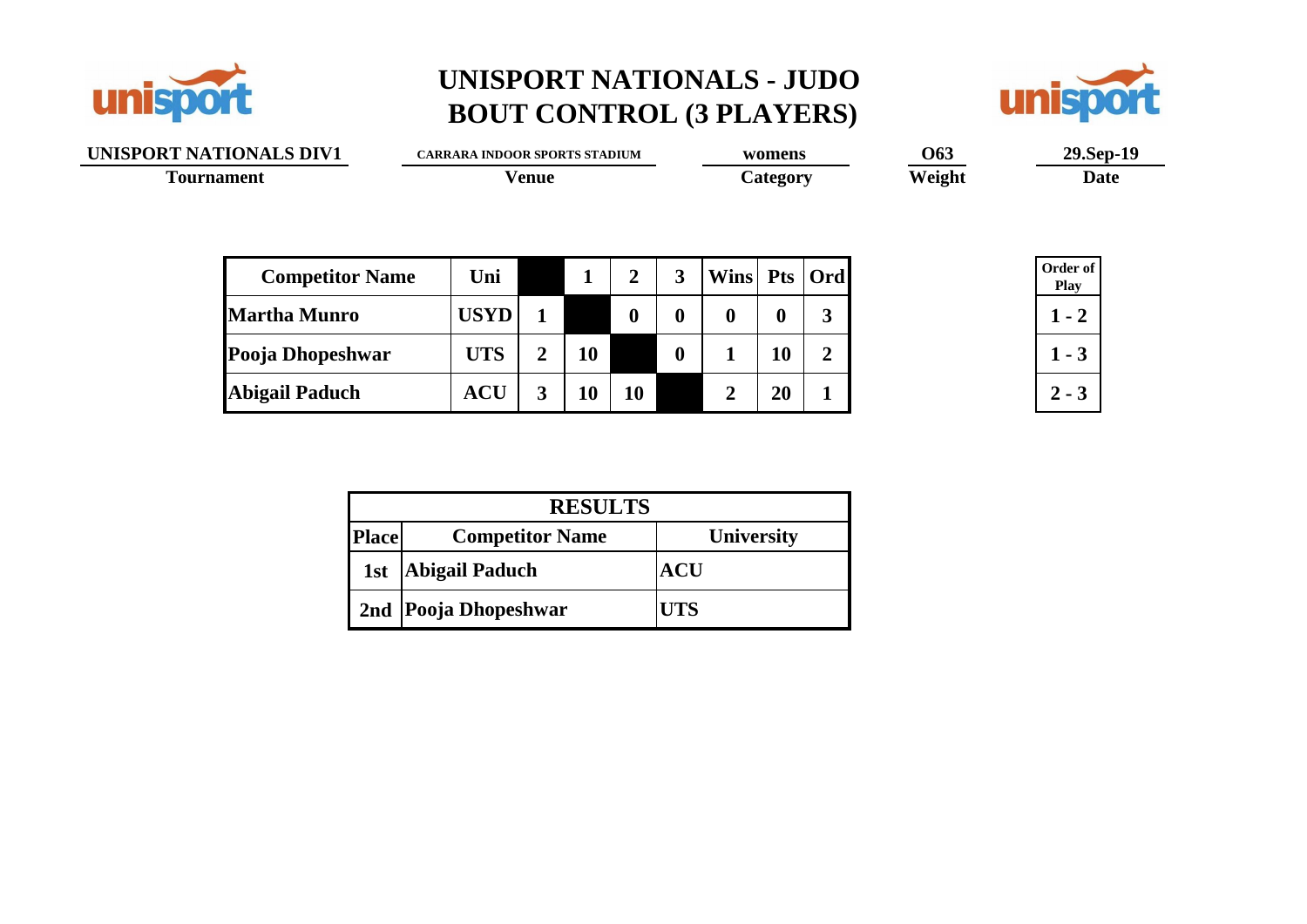# UNISPORT NATIONALS - JUDO
# BOUT CONTROL (3 PLAYERS)

| UNISPORT NATIONALS DIV1 | CARRARA INDOOR SPORTS STADIUM | womens | O63 | 29.Sep-19 |
|---|---|---|---|---|
| **Tournament** | **Venue** | **Category** | **Weight** | **Date** |

| Competitor Name | Uni | | 1 | 2 | 3 | Wins | Pts | Ord |
|---|---|---|---|---|---|---|---|---|
| Martha Munro | USYD | 1 | | 0 | 0 | 0 | 0 | 3 |
| Pooja Dhopeshwar | UTS | 2 | 10 | | 0 | 1 | 10 | 2 |
| Abigail Paduch | ACU | 3 | 10 | 10 | | 2 | 20 | 1 |

| Order of Play |
|---|
| 1 - 2 |
| 1 - 3 |
| 2 - 3 |

| RESULTS | | |
|---|---|---|
| **Place** | **Competitor Name** | **University** |
| 1st | Abigail Paduch | ACU |
| 2nd | Pooja Dhopeshwar | UTS |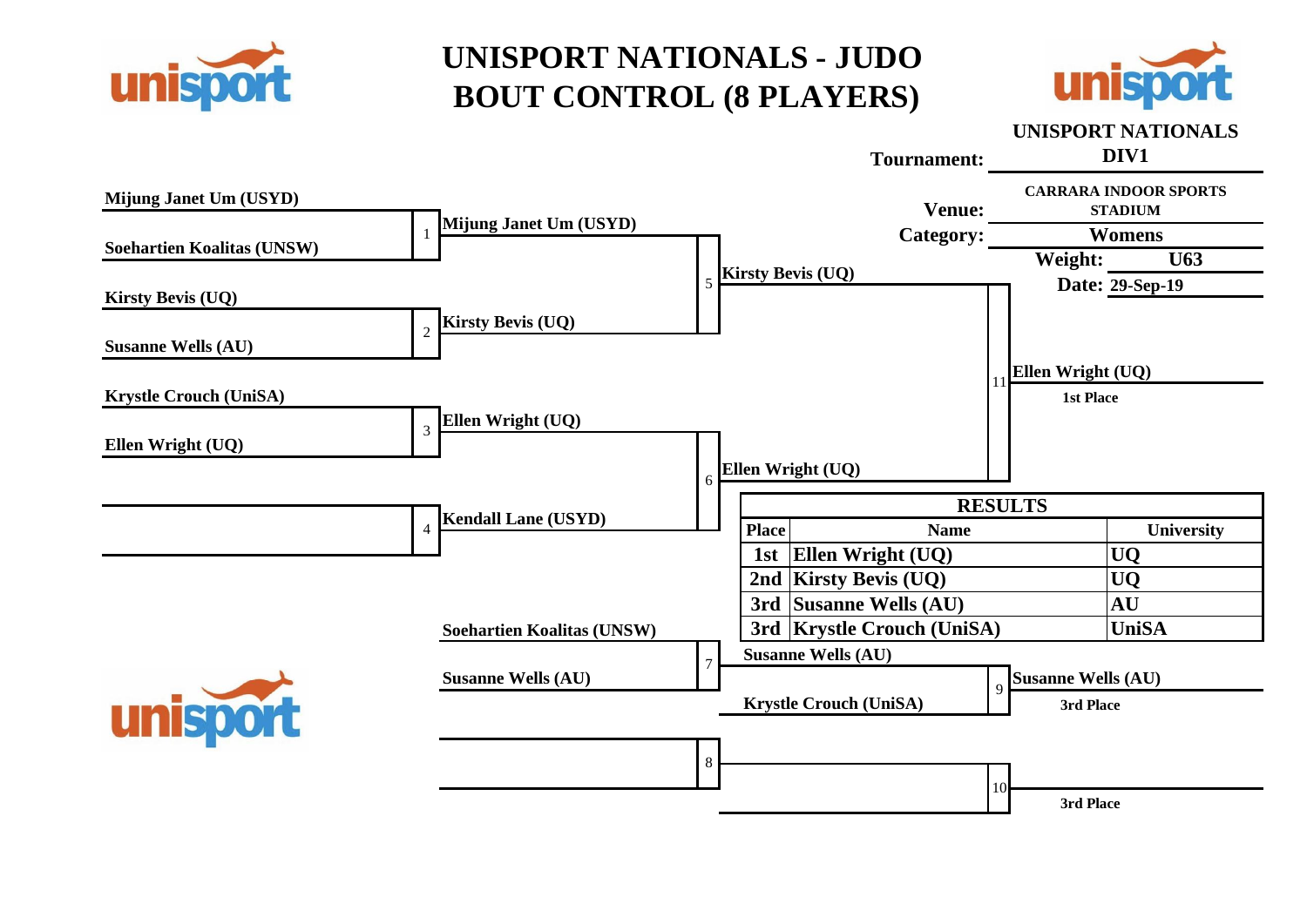# UNISPORT NATIONALS - JUDO
# BOUT CONTROL (8 PLAYERS)

**UNISPORT NATIONALS DIV1**

| | |
|---|---|
| **Tournament:** | **UNISPORT NATIONALS DIV1** |
| **Venue:** | **CARRARA INDOOR SPORTS STADIUM** |
| **Category:** | **Womens** |
| **Weight:** | **U63** |
| **Date:** | **29-Sep-19** |

## Bracket

| Bout | Competitor 1 | Competitor 2 | Winner |
|---|---|---|---|
| 1 | Mijung Janet Um (USYD) | Soehartien Koalitas (UNSW) | Mijung Janet Um (USYD) |
| 2 | Kirsty Bevis (UQ) | Susanne Wells (AU) | Kirsty Bevis (UQ) |
| 3 | Krystle Crouch (UniSA) | Ellen Wright (UQ) | Ellen Wright (UQ) |
| 4 | | | Kendall Lane (USYD) |
| 5 | Mijung Janet Um (USYD) | Kirsty Bevis (UQ) | Kirsty Bevis (UQ) |
| 6 | Ellen Wright (UQ) | Kendall Lane (USYD) | Ellen Wright (UQ) |
| 7 | Soehartien Koalitas (UNSW) | Susanne Wells (AU) | Susanne Wells (AU) |
| 8 | | | |
| 9 | Susanne Wells (AU) | Krystle Crouch (UniSA) | Susanne Wells (AU) – 3rd Place |
| 10 | | | 3rd Place |
| 11 | Kirsty Bevis (UQ) | Ellen Wright (UQ) | Ellen Wright (UQ) – 1st Place |

## RESULTS

| Place | Name | University |
|---|---|---|
| 1st | Ellen Wright (UQ) | UQ |
| 2nd | Kirsty Bevis (UQ) | UQ |
| 3rd | Susanne Wells (AU) | AU |
| 3rd | Krystle Crouch (UniSA) | UniSA |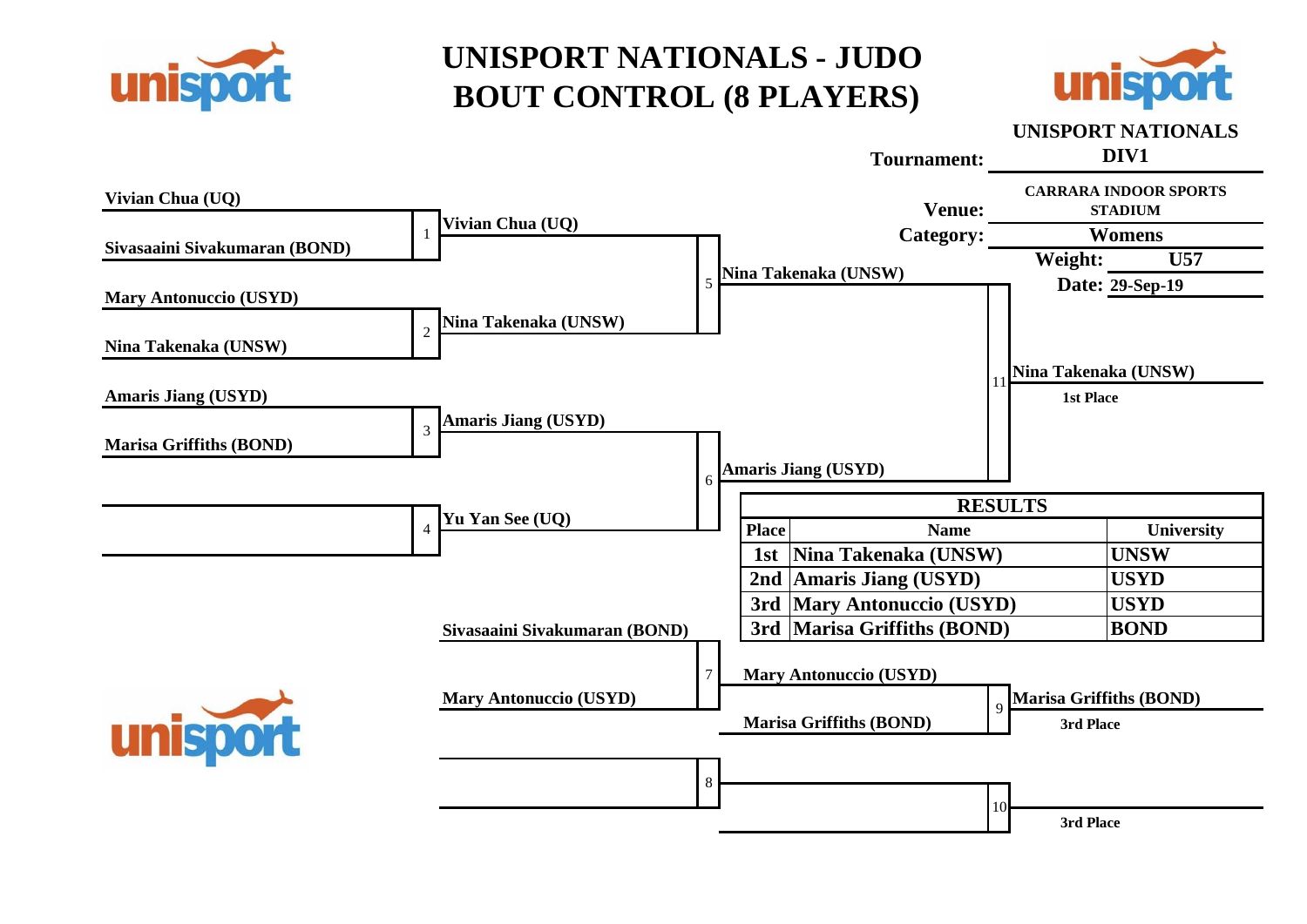# UNISPORT NATIONALS - JUDO
# BOUT CONTROL (8 PLAYERS)

**Tournament:** UNISPORT NATIONALS DIV1

**Venue:** CARRARA INDOOR SPORTS STADIUM

**Category:** Womens

**Weight:** U57

**Date:** 29-Sep-19

| Bout | Competitors | Winner |
|---|---|---|
| 1 | Vivian Chua (UQ) vs Sivasaaini Sivakumaran (BOND) | Vivian Chua (UQ) |
| 2 | Mary Antonuccio (USYD) vs Nina Takenaka (UNSW) | Nina Takenaka (UNSW) |
| 3 | Amaris Jiang (USYD) vs Marisa Griffiths (BOND) | Amaris Jiang (USYD) |
| 4 | | Yu Yan See (UQ) |
| 5 | Vivian Chua (UQ) vs Nina Takenaka (UNSW) | Nina Takenaka (UNSW) |
| 6 | Amaris Jiang (USYD) vs Yu Yan See (UQ) | Amaris Jiang (USYD) |
| 7 | Sivasaaini Sivakumaran (BOND) vs Mary Antonuccio (USYD) | Mary Antonuccio (USYD) |
| 8 | | |
| 9 | Mary Antonuccio (USYD) vs Marisa Griffiths (BOND) | Marisa Griffiths (BOND) – 3rd Place |
| 10 | | 3rd Place |
| 11 | Nina Takenaka (UNSW) vs Amaris Jiang (USYD) | Nina Takenaka (UNSW) – 1st Place |

## RESULTS

| Place | Name | University |
|---|---|---|
| 1st | Nina Takenaka (UNSW) | UNSW |
| 2nd | Amaris Jiang (USYD) | USYD |
| 3rd | Mary Antonuccio (USYD) | USYD |
| 3rd | Marisa Griffiths (BOND) | BOND |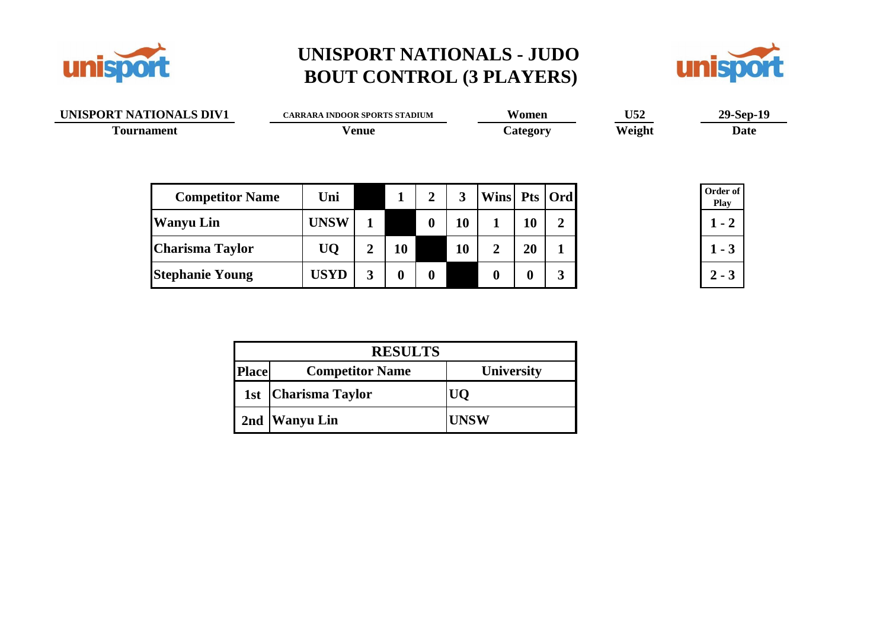# UNISPORT NATIONALS - JUDO
# BOUT CONTROL (3 PLAYERS)

| UNISPORT NATIONALS DIV1 | CARRARA INDOOR SPORTS STADIUM | Women | U52 | 29-Sep-19 |
|---|---|---|---|---|
| **Tournament** | **Venue** | **Category** | **Weight** | **Date** |

| Competitor Name | Uni | | 1 | 2 | 3 | Wins | Pts | Ord |
|---|---|---|---|---|---|---|---|---|
| Wanyu Lin | UNSW | 1 | | 0 | 10 | 1 | 10 | 2 |
| Charisma Taylor | UQ | 2 | 10 | | 10 | 2 | 20 | 1 |
| Stephanie Young | USYD | 3 | 0 | 0 | | 0 | 0 | 3 |

| Order of Play |
|---|
| 1 - 2 |
| 1 - 3 |
| 2 - 3 |

| RESULTS | | |
|---|---|---|
| **Place** | **Competitor Name** | **University** |
| 1st | Charisma Taylor | UQ |
| 2nd | Wanyu Lin | UNSW |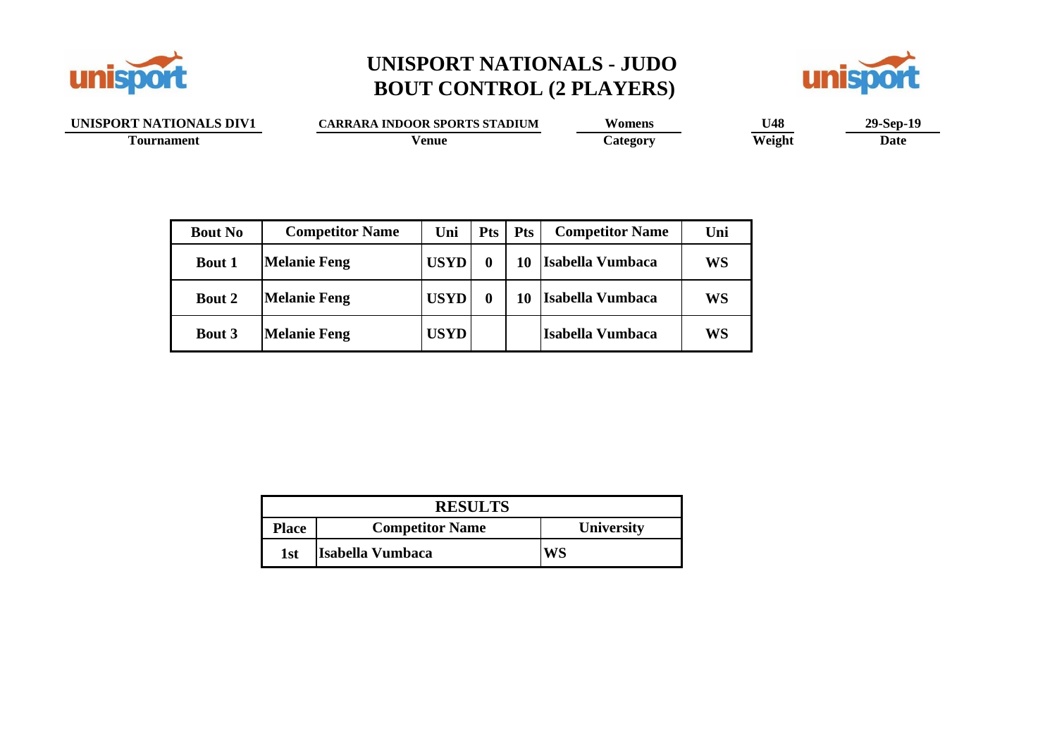# UNISPORT NATIONALS - JUDO
# BOUT CONTROL (2 PLAYERS)

| UNISPORT NATIONALS DIV1 | CARRARA INDOOR SPORTS STADIUM | Womens | U48 | 29-Sep-19 |
|---|---|---|---|---|
| Tournament | Venue | Category | Weight | Date |

| Bout No | Competitor Name | Uni | Pts | Pts | Competitor Name | Uni |
|---|---|---|---|---|---|---|
| Bout 1 | Melanie Feng | USYD | 0 | 10 | Isabella Vumbaca | WS |
| Bout 2 | Melanie Feng | USYD | 0 | 10 | Isabella Vumbaca | WS |
| Bout 3 | Melanie Feng | USYD | | | Isabella Vumbaca | WS |

| RESULTS | | |
|---|---|---|
| Place | Competitor Name | University |
| 1st | Isabella Vumbaca | WS |